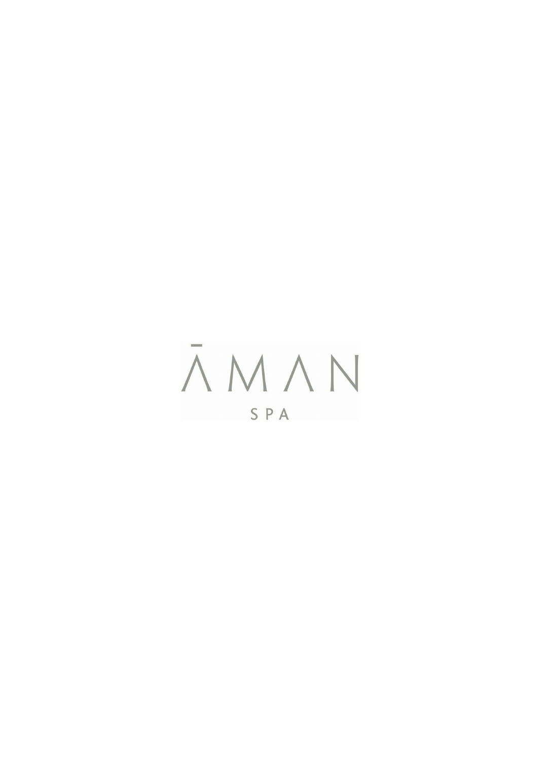# ĀMAN

SPA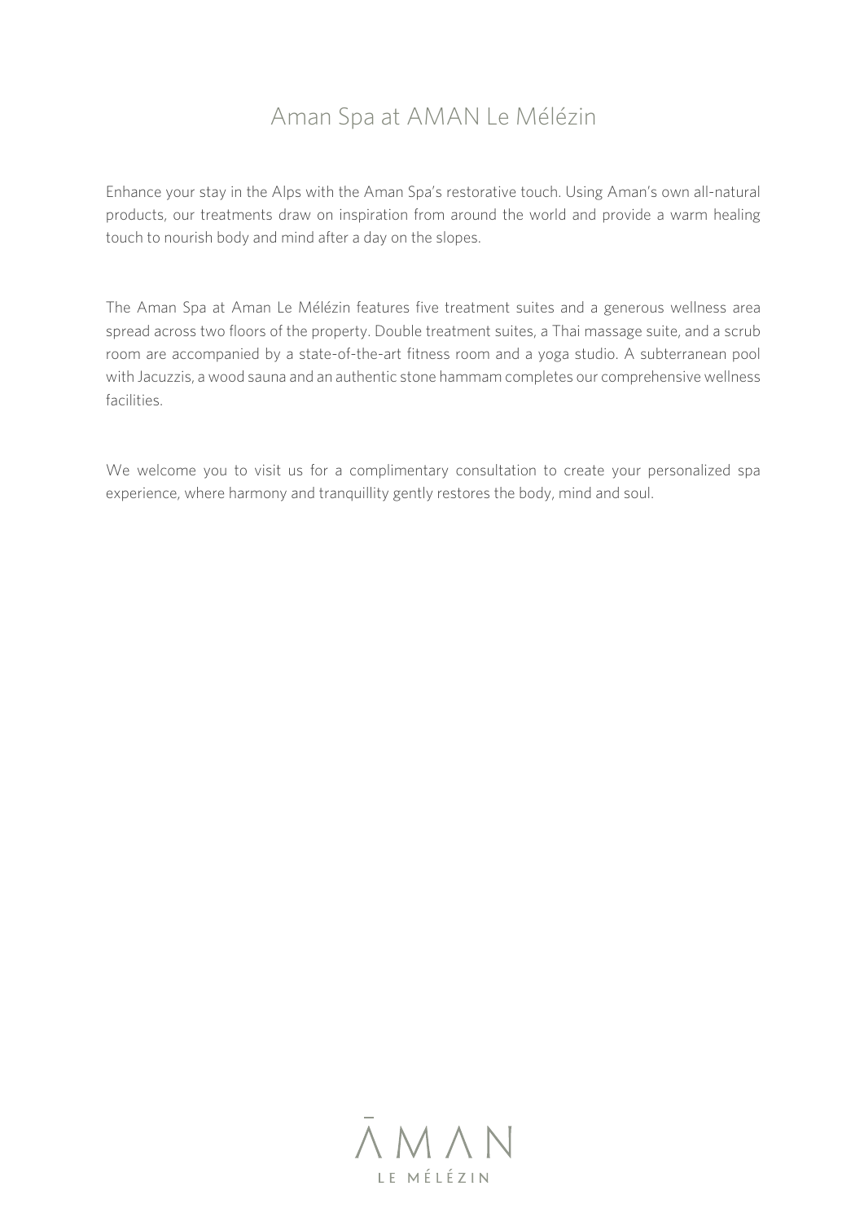# Aman Spa at AMAN Le Mélézin

Enhance your stay in the Alps with the Aman Spa's restorative touch. Using Aman's own all-natural products, our treatments draw on inspiration from around the world and provide a warm healing touch to nourish body and mind after a day on the slopes.

The Aman Spa at Aman Le Mélézin features five treatment suites and a generous wellness area spread across two floors of the property. Double treatment suites, a Thai massage suite, and a scrub room are accompanied by a state-of-the-art fitness room and a yoga studio. A subterranean pool with Jacuzzis, a wood sauna and an authentic stone hammam completes our comprehensive wellness facilities.

We welcome you to visit us for a complimentary consultation to create your personalized spa experience, where harmony and tranquillity gently restores the body, mind and soul.

ĀMAN

LE MÉLÉZIN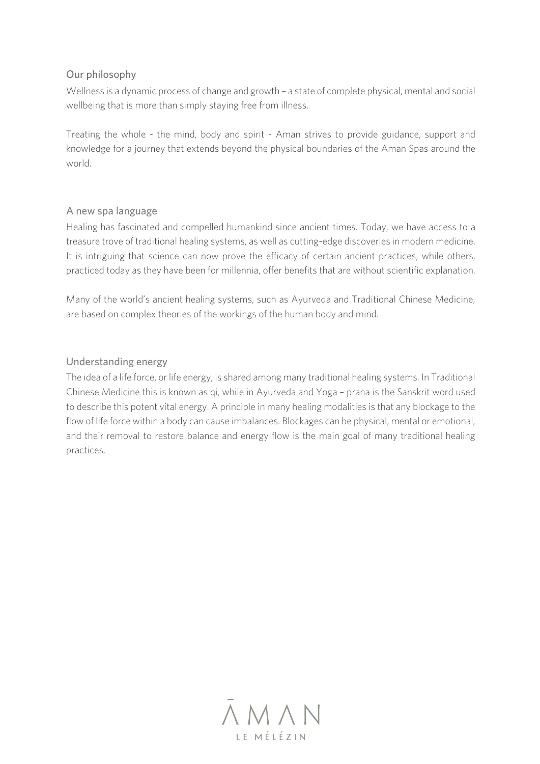## Our philosophy

Wellness is a dynamic process of change and growth – a state of complete physical, mental and social wellbeing that is more than simply staying free from illness.

Treating the whole - the mind, body and spirit - Aman strives to provide guidance, support and knowledge for a journey that extends beyond the physical boundaries of the Aman Spas around the world.

## A new spa language

Healing has fascinated and compelled humankind since ancient times. Today, we have access to a treasure trove of traditional healing systems, as well as cutting-edge discoveries in modern medicine. It is intriguing that science can now prove the efficacy of certain ancient practices, while others, practiced today as they have been for millennia, offer benefits that are without scientific explanation.

Many of the world's ancient healing systems, such as Ayurveda and Traditional Chinese Medicine, are based on complex theories of the workings of the human body and mind.

## Understanding energy

The idea of a life force, or life energy, is shared among many traditional healing systems. In Traditional Chinese Medicine this is known as qi, while in Ayurveda and Yoga – prana is the Sanskrit word used to describe this potent vital energy. A principle in many healing modalities is that any blockage to the flow of life force within a body can cause imbalances. Blockages can be physical, mental or emotional, and their removal to restore balance and energy flow is the main goal of many traditional healing practices.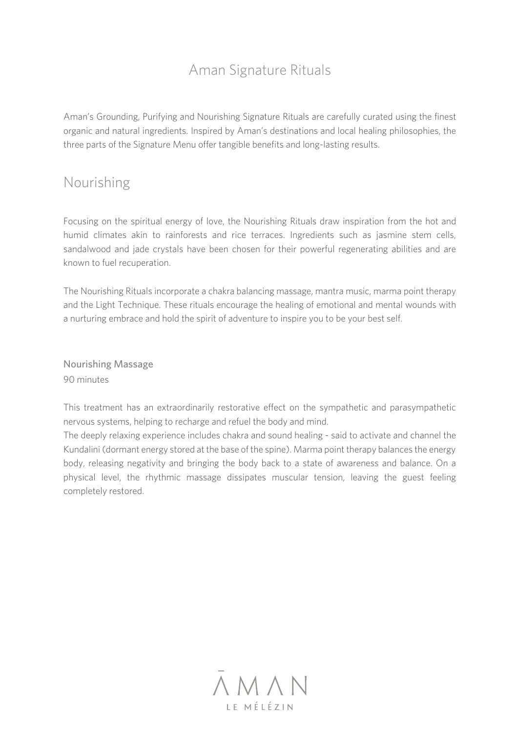# Aman Signature Rituals

Aman's Grounding, Purifying and Nourishing Signature Rituals are carefully curated using the finest organic and natural ingredients. Inspired by Aman's destinations and local healing philosophies, the three parts of the Signature Menu offer tangible benefits and long-lasting results.

## Nourishing

Focusing on the spiritual energy of love, the Nourishing Rituals draw inspiration from the hot and humid climates akin to rainforests and rice terraces. Ingredients such as jasmine stem cells, sandalwood and jade crystals have been chosen for their powerful regenerating abilities and are known to fuel recuperation.

The Nourishing Rituals incorporate a chakra balancing massage, mantra music, marma point therapy and the Light Technique. These rituals encourage the healing of emotional and mental wounds with a nurturing embrace and hold the spirit of adventure to inspire you to be your best self.

### Nourishing Massage

90 minutes

This treatment has an extraordinarily restorative effect on the sympathetic and parasympathetic nervous systems, helping to recharge and refuel the body and mind.
The deeply relaxing experience includes chakra and sound healing - said to activate and channel the Kundalini (dormant energy stored at the base of the spine). Marma point therapy balances the energy body, releasing negativity and bringing the body back to a state of awareness and balance. On a physical level, the rhythmic massage dissipates muscular tension, leaving the guest feeling completely restored.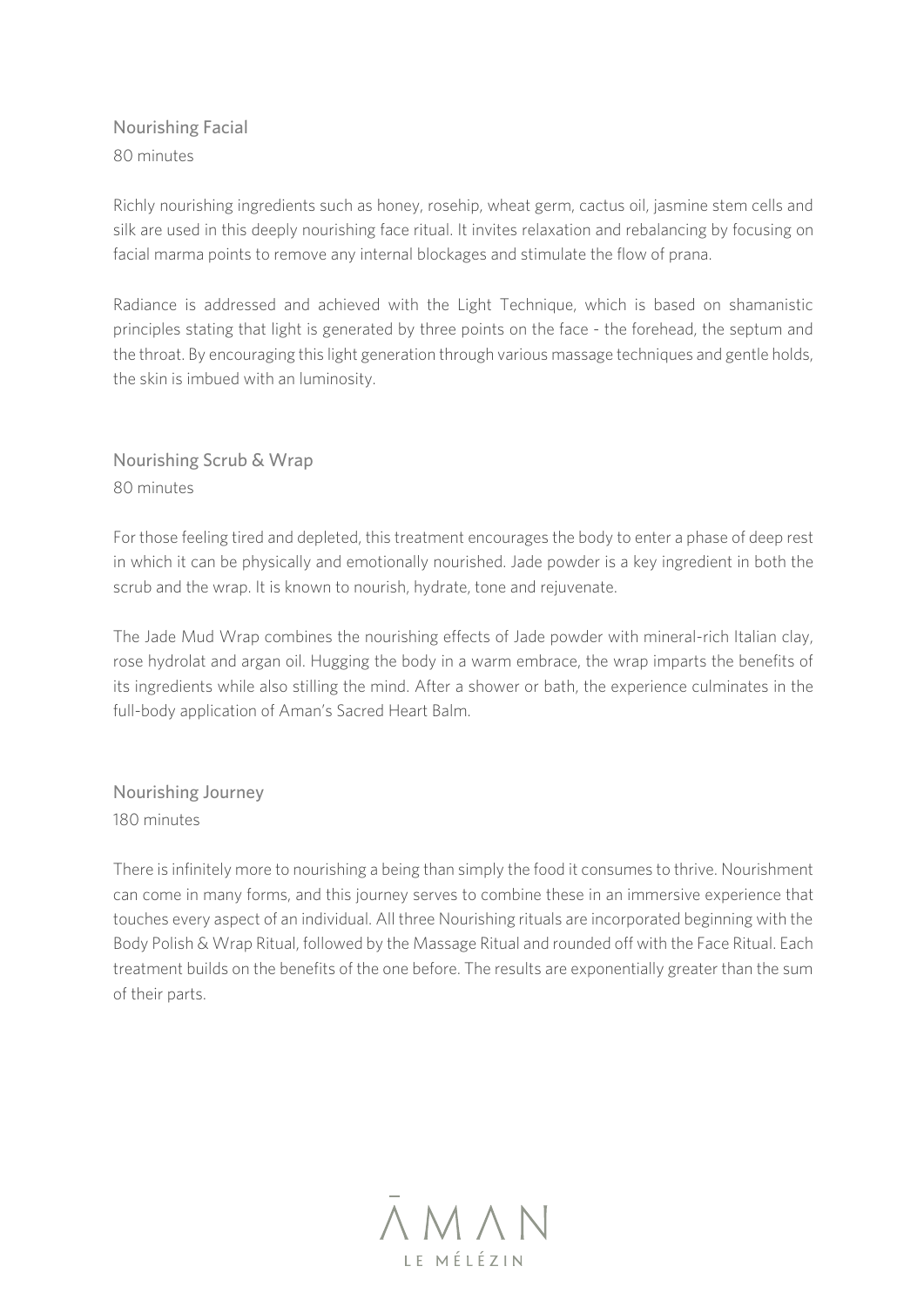## Nourishing Facial

80 minutes

Richly nourishing ingredients such as honey, rosehip, wheat germ, cactus oil, jasmine stem cells and silk are used in this deeply nourishing face ritual. It invites relaxation and rebalancing by focusing on facial marma points to remove any internal blockages and stimulate the flow of prana.

Radiance is addressed and achieved with the Light Technique, which is based on shamanistic principles stating that light is generated by three points on the face - the forehead, the septum and the throat. By encouraging this light generation through various massage techniques and gentle holds, the skin is imbued with an luminosity.

## Nourishing Scrub & Wrap

80 minutes

For those feeling tired and depleted, this treatment encourages the body to enter a phase of deep rest in which it can be physically and emotionally nourished. Jade powder is a key ingredient in both the scrub and the wrap. It is known to nourish, hydrate, tone and rejuvenate.

The Jade Mud Wrap combines the nourishing effects of Jade powder with mineral-rich Italian clay, rose hydrolat and argan oil. Hugging the body in a warm embrace, the wrap imparts the benefits of its ingredients while also stilling the mind. After a shower or bath, the experience culminates in the full-body application of Aman's Sacred Heart Balm.

## Nourishing Journey

180 minutes

There is infinitely more to nourishing a being than simply the food it consumes to thrive. Nourishment can come in many forms, and this journey serves to combine these in an immersive experience that touches every aspect of an individual. All three Nourishing rituals are incorporated beginning with the Body Polish & Wrap Ritual, followed by the Massage Ritual and rounded off with the Face Ritual. Each treatment builds on the benefits of the one before. The results are exponentially greater than the sum of their parts.

ĀMAN

LE MÉLÉZIN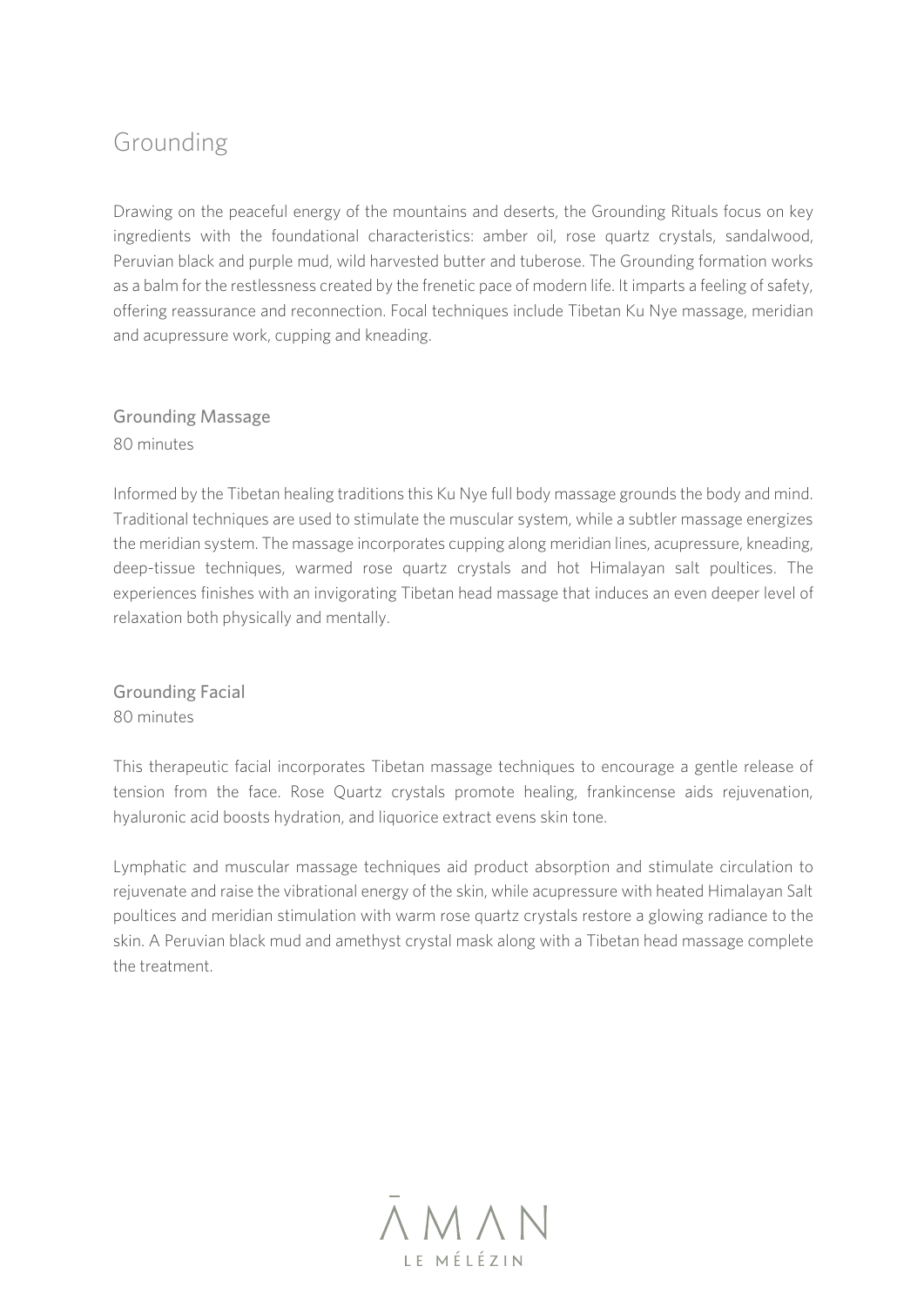# Grounding

Drawing on the peaceful energy of the mountains and deserts, the Grounding Rituals focus on key ingredients with the foundational characteristics: amber oil, rose quartz crystals, sandalwood, Peruvian black and purple mud, wild harvested butter and tuberose. The Grounding formation works as a balm for the restlessness created by the frenetic pace of modern life. It imparts a feeling of safety, offering reassurance and reconnection. Focal techniques include Tibetan Ku Nye massage, meridian and acupressure work, cupping and kneading.

## Grounding Massage

80 minutes

Informed by the Tibetan healing traditions this Ku Nye full body massage grounds the body and mind. Traditional techniques are used to stimulate the muscular system, while a subtler massage energizes the meridian system. The massage incorporates cupping along meridian lines, acupressure, kneading, deep-tissue techniques, warmed rose quartz crystals and hot Himalayan salt poultices. The experiences finishes with an invigorating Tibetan head massage that induces an even deeper level of relaxation both physically and mentally.

## Grounding Facial

80 minutes

This therapeutic facial incorporates Tibetan massage techniques to encourage a gentle release of tension from the face. Rose Quartz crystals promote healing, frankincense aids rejuvenation, hyaluronic acid boosts hydration, and liquorice extract evens skin tone.

Lymphatic and muscular massage techniques aid product absorption and stimulate circulation to rejuvenate and raise the vibrational energy of the skin, while acupressure with heated Himalayan Salt poultices and meridian stimulation with warm rose quartz crystals restore a glowing radiance to the skin. A Peruvian black mud and amethyst crystal mask along with a Tibetan head massage complete the treatment.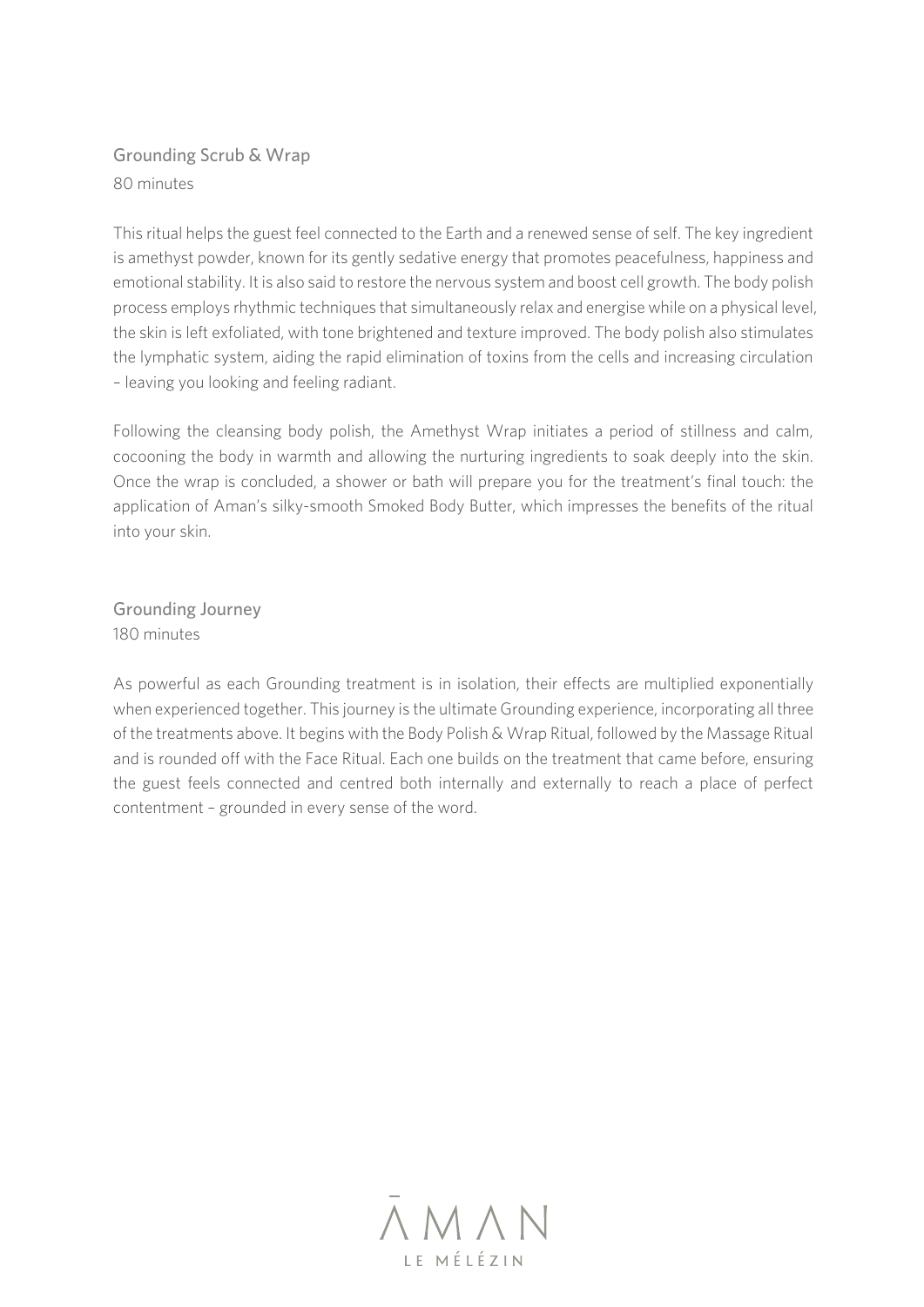## Grounding Scrub & Wrap

80 minutes

This ritual helps the guest feel connected to the Earth and a renewed sense of self. The key ingredient is amethyst powder, known for its gently sedative energy that promotes peacefulness, happiness and emotional stability. It is also said to restore the nervous system and boost cell growth. The body polish process employs rhythmic techniques that simultaneously relax and energise while on a physical level, the skin is left exfoliated, with tone brightened and texture improved. The body polish also stimulates the lymphatic system, aiding the rapid elimination of toxins from the cells and increasing circulation – leaving you looking and feeling radiant.

Following the cleansing body polish, the Amethyst Wrap initiates a period of stillness and calm, cocooning the body in warmth and allowing the nurturing ingredients to soak deeply into the skin. Once the wrap is concluded, a shower or bath will prepare you for the treatment's final touch: the application of Aman's silky-smooth Smoked Body Butter, which impresses the benefits of the ritual into your skin.

## Grounding Journey

180 minutes

As powerful as each Grounding treatment is in isolation, their effects are multiplied exponentially when experienced together. This journey is the ultimate Grounding experience, incorporating all three of the treatments above. It begins with the Body Polish & Wrap Ritual, followed by the Massage Ritual and is rounded off with the Face Ritual. Each one builds on the treatment that came before, ensuring the guest feels connected and centred both internally and externally to reach a place of perfect contentment – grounded in every sense of the word.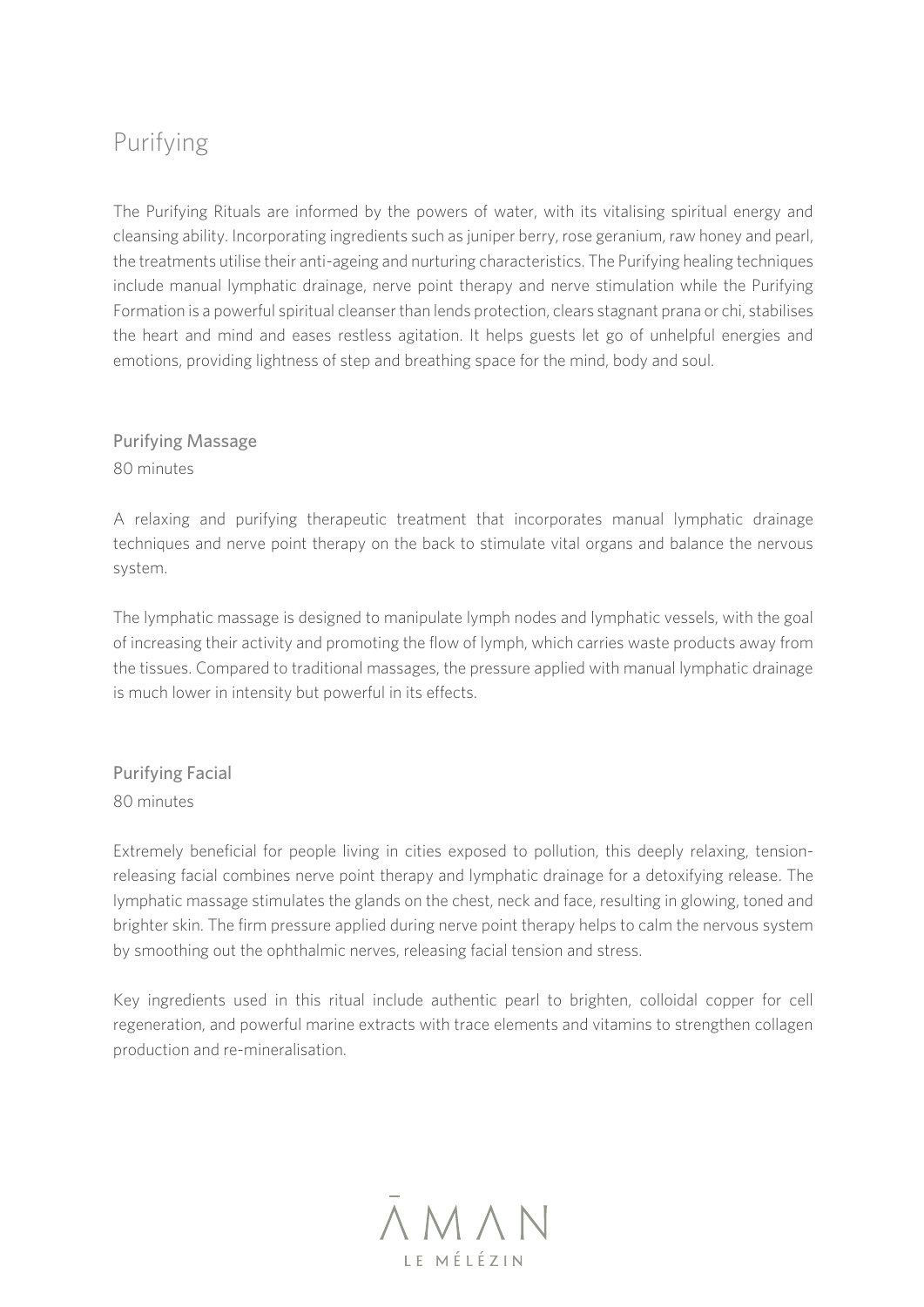# Purifying

The Purifying Rituals are informed by the powers of water, with its vitalising spiritual energy and cleansing ability. Incorporating ingredients such as juniper berry, rose geranium, raw honey and pearl, the treatments utilise their anti-ageing and nurturing characteristics. The Purifying healing techniques include manual lymphatic drainage, nerve point therapy and nerve stimulation while the Purifying Formation is a powerful spiritual cleanser than lends protection, clears stagnant prana or chi, stabilises the heart and mind and eases restless agitation. It helps guests let go of unhelpful energies and emotions, providing lightness of step and breathing space for the mind, body and soul.

## Purifying Massage

80 minutes

A relaxing and purifying therapeutic treatment that incorporates manual lymphatic drainage techniques and nerve point therapy on the back to stimulate vital organs and balance the nervous system.

The lymphatic massage is designed to manipulate lymph nodes and lymphatic vessels, with the goal of increasing their activity and promoting the flow of lymph, which carries waste products away from the tissues. Compared to traditional massages, the pressure applied with manual lymphatic drainage is much lower in intensity but powerful in its effects.

## Purifying Facial

80 minutes

Extremely beneficial for people living in cities exposed to pollution, this deeply relaxing, tension-releasing facial combines nerve point therapy and lymphatic drainage for a detoxifying release. The lymphatic massage stimulates the glands on the chest, neck and face, resulting in glowing, toned and brighter skin. The firm pressure applied during nerve point therapy helps to calm the nervous system by smoothing out the ophthalmic nerves, releasing facial tension and stress.

Key ingredients used in this ritual include authentic pearl to brighten, colloidal copper for cell regeneration, and powerful marine extracts with trace elements and vitamins to strengthen collagen production and re-mineralisation.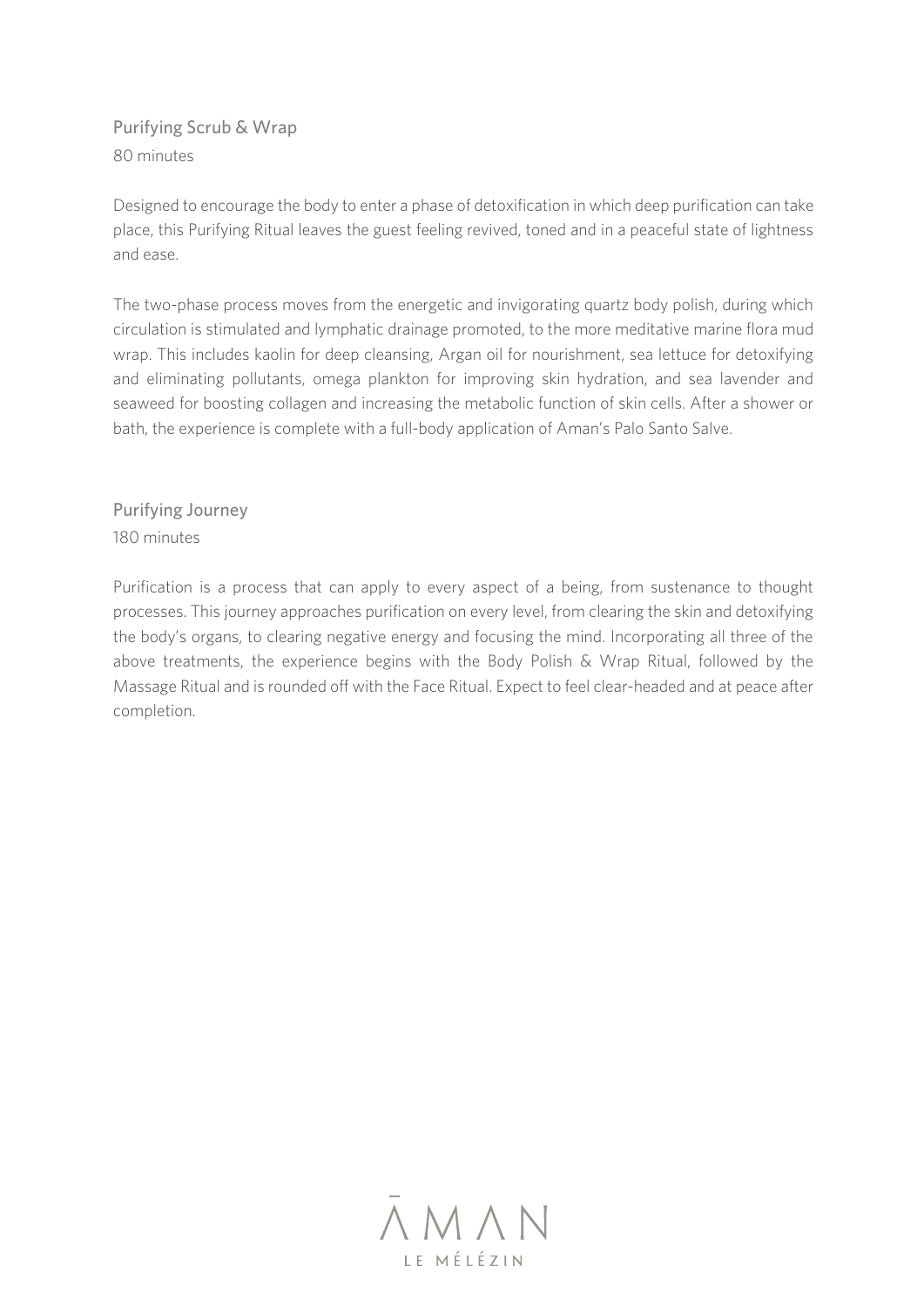## Purifying Scrub & Wrap

80 minutes

Designed to encourage the body to enter a phase of detoxification in which deep purification can take place, this Purifying Ritual leaves the guest feeling revived, toned and in a peaceful state of lightness and ease.

The two-phase process moves from the energetic and invigorating quartz body polish, during which circulation is stimulated and lymphatic drainage promoted, to the more meditative marine flora mud wrap. This includes kaolin for deep cleansing, Argan oil for nourishment, sea lettuce for detoxifying and eliminating pollutants, omega plankton for improving skin hydration, and sea lavender and seaweed for boosting collagen and increasing the metabolic function of skin cells. After a shower or bath, the experience is complete with a full-body application of Aman's Palo Santo Salve.

## Purifying Journey

180 minutes

Purification is a process that can apply to every aspect of a being, from sustenance to thought processes. This journey approaches purification on every level, from clearing the skin and detoxifying the body's organs, to clearing negative energy and focusing the mind. Incorporating all three of the above treatments, the experience begins with the Body Polish & Wrap Ritual, followed by the Massage Ritual and is rounded off with the Face Ritual. Expect to feel clear-headed and at peace after completion.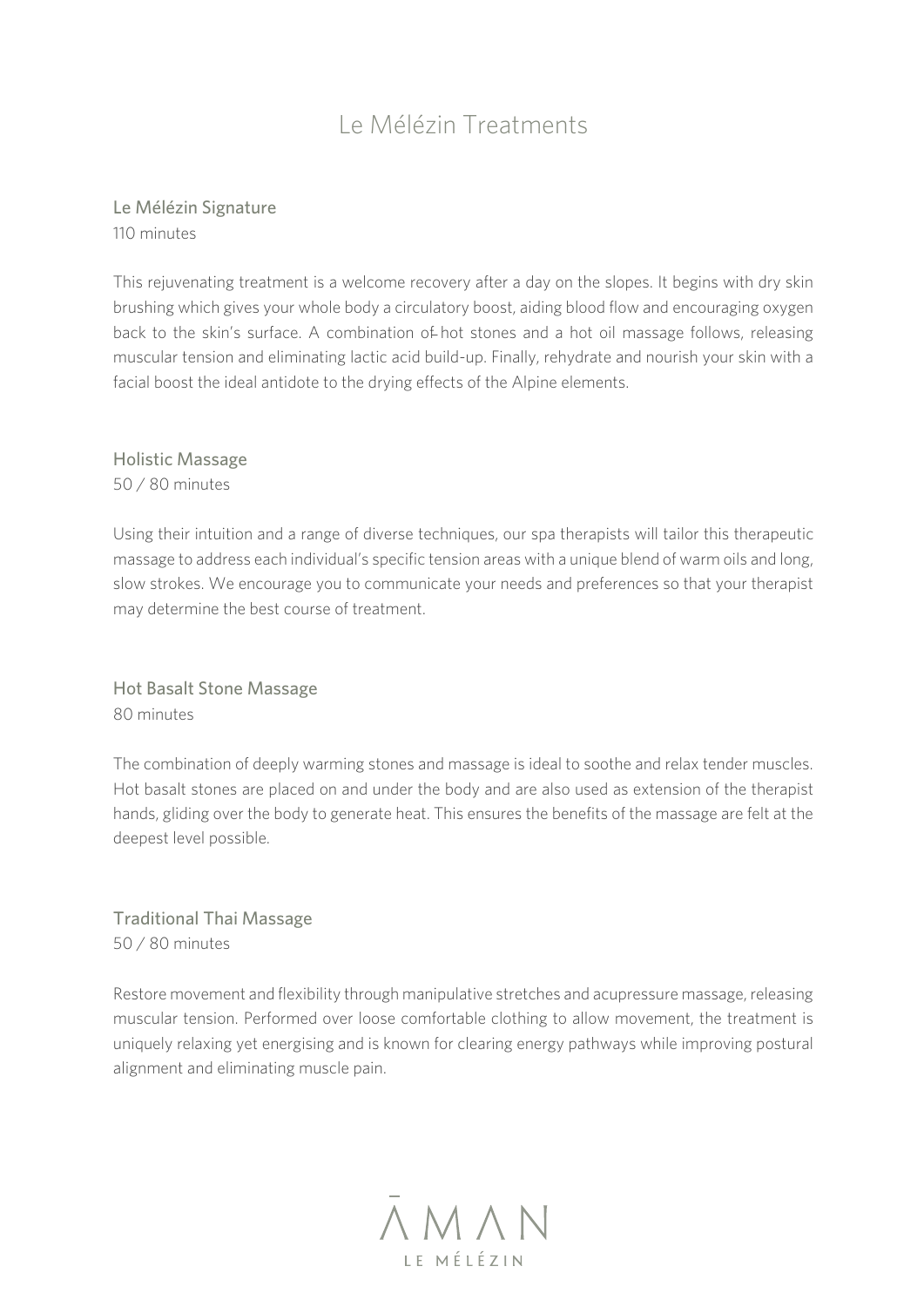# Le Mélézin Treatments

## Le Mélézin Signature

110 minutes

This rejuvenating treatment is a welcome recovery after a day on the slopes. It begins with dry skin brushing which gives your whole body a circulatory boost, aiding blood flow and encouraging oxygen back to the skin's surface. A combination of hot stones and a hot oil massage follows, releasing muscular tension and eliminating lactic acid build-up. Finally, rehydrate and nourish your skin with a facial boost the ideal antidote to the drying effects of the Alpine elements.

## Holistic Massage

50 / 80 minutes

Using their intuition and a range of diverse techniques, our spa therapists will tailor this therapeutic massage to address each individual's specific tension areas with a unique blend of warm oils and long, slow strokes. We encourage you to communicate your needs and preferences so that your therapist may determine the best course of treatment.

## Hot Basalt Stone Massage

80 minutes

The combination of deeply warming stones and massage is ideal to soothe and relax tender muscles. Hot basalt stones are placed on and under the body and are also used as extension of the therapist hands, gliding over the body to generate heat. This ensures the benefits of the massage are felt at the deepest level possible.

## Traditional Thai Massage

50 / 80 minutes

Restore movement and flexibility through manipulative stretches and acupressure massage, releasing muscular tension. Performed over loose comfortable clothing to allow movement, the treatment is uniquely relaxing yet energising and is known for clearing energy pathways while improving postural alignment and eliminating muscle pain.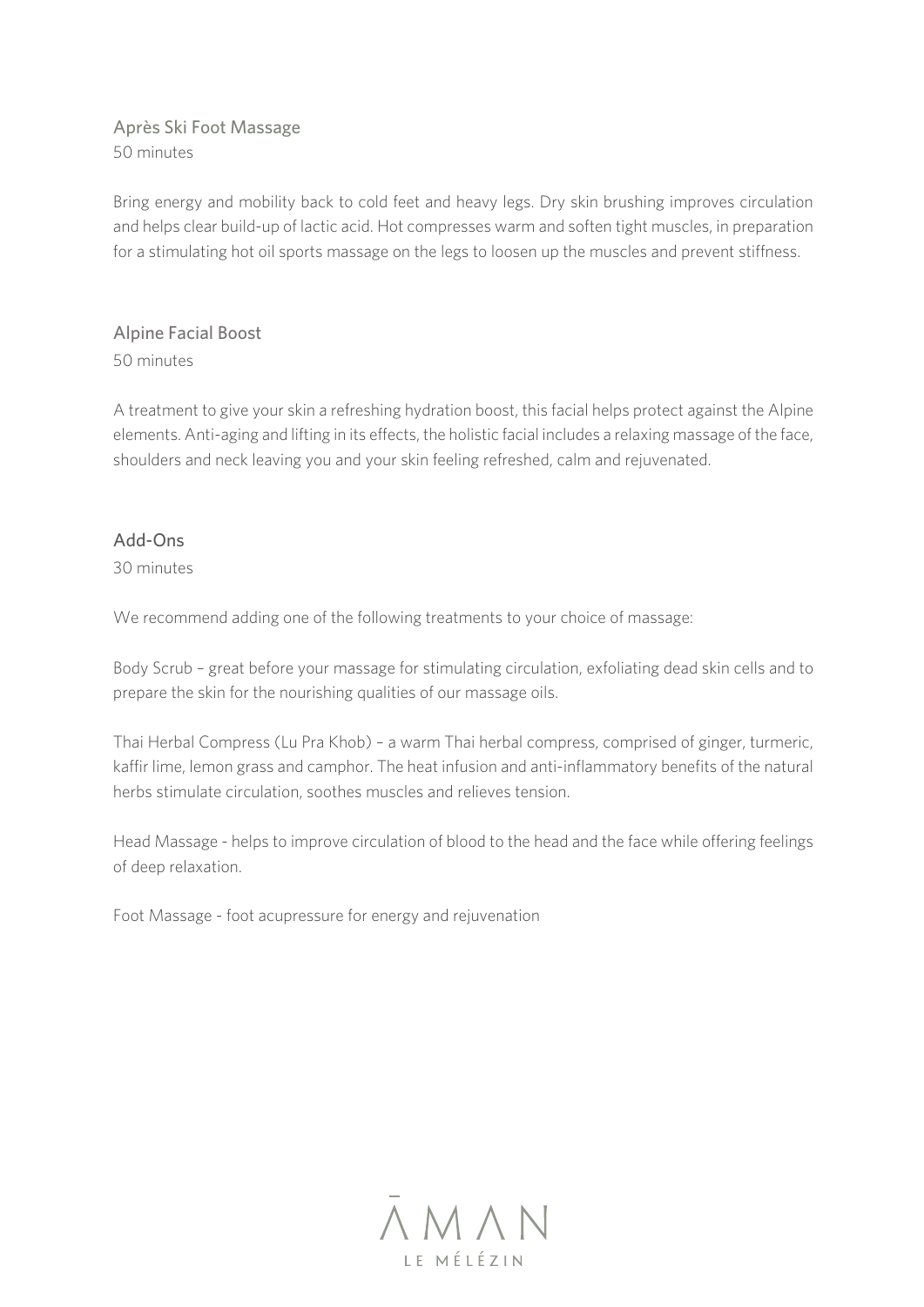## Après Ski Foot Massage

50 minutes

Bring energy and mobility back to cold feet and heavy legs. Dry skin brushing improves circulation and helps clear build-up of lactic acid. Hot compresses warm and soften tight muscles, in preparation for a stimulating hot oil sports massage on the legs to loosen up the muscles and prevent stiffness.

## Alpine Facial Boost

50 minutes

A treatment to give your skin a refreshing hydration boost, this facial helps protect against the Alpine elements. Anti-aging and lifting in its effects, the holistic facial includes a relaxing massage of the face, shoulders and neck leaving you and your skin feeling refreshed, calm and rejuvenated.

## Add-Ons

30 minutes

We recommend adding one of the following treatments to your choice of massage:

Body Scrub – great before your massage for stimulating circulation, exfoliating dead skin cells and to prepare the skin for the nourishing qualities of our massage oils.

Thai Herbal Compress (Lu Pra Khob) – a warm Thai herbal compress, comprised of ginger, turmeric, kaffir lime, lemon grass and camphor. The heat infusion and anti-inflammatory benefits of the natural herbs stimulate circulation, soothes muscles and relieves tension.

Head Massage - helps to improve circulation of blood to the head and the face while offering feelings of deep relaxation.

Foot Massage - foot acupressure for energy and rejuvenation

ĀMAN
LE MÉLÉZIN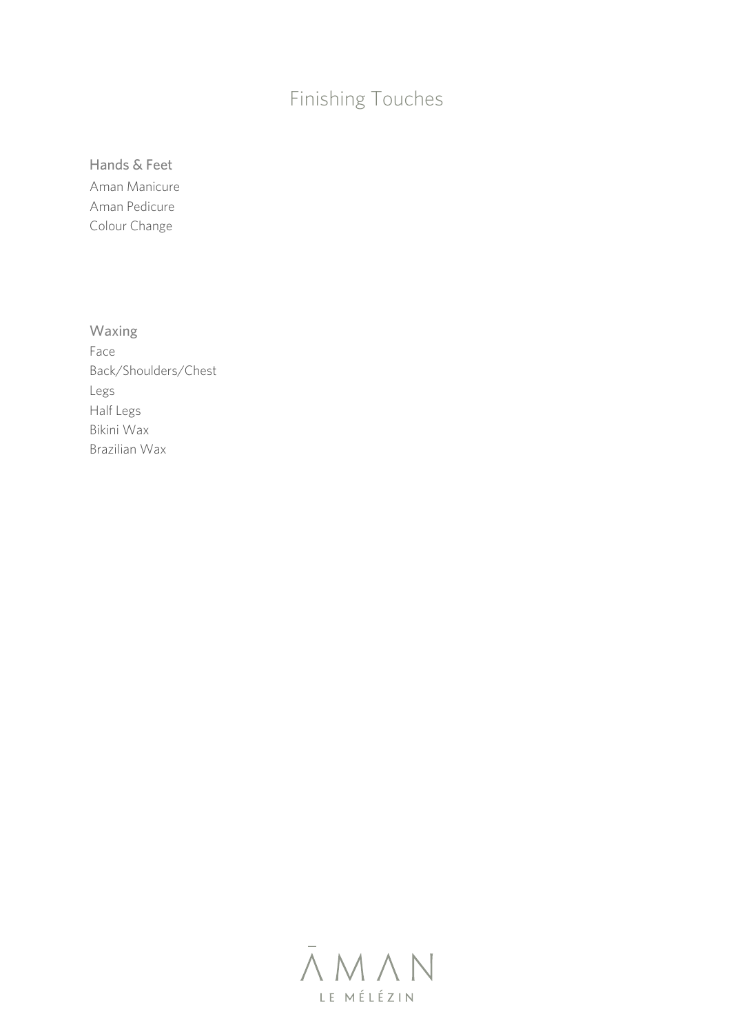# Finishing Touches

## Hands & Feet

Aman Manicure
Aman Pedicure
Colour Change

## Waxing

Face
Back/Shoulders/Chest
Legs
Half Legs
Bikini Wax
Brazilian Wax

ĀMAN
LE MÉLÉZIN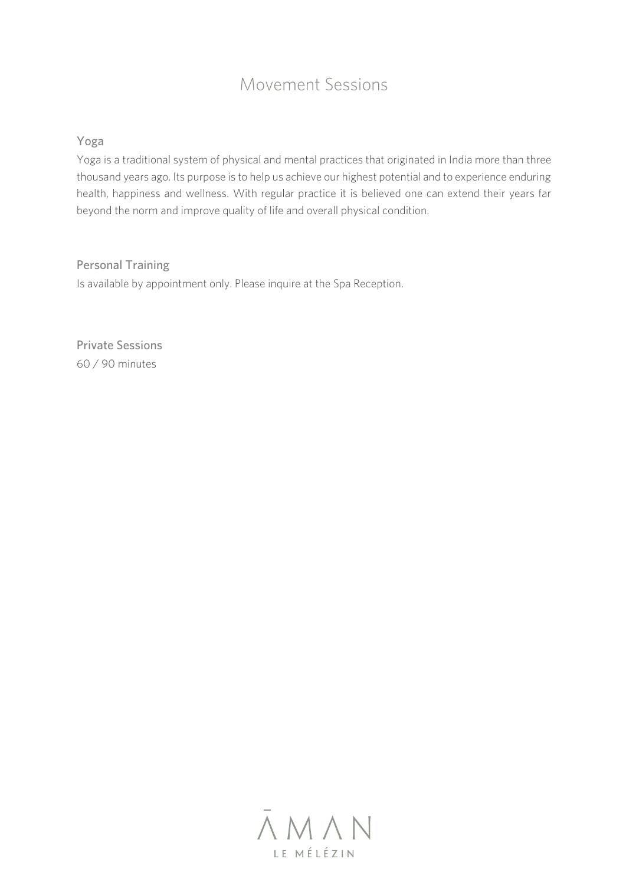# Movement Sessions

## Yoga

Yoga is a traditional system of physical and mental practices that originated in India more than three thousand years ago. Its purpose is to help us achieve our highest potential and to experience enduring health, happiness and wellness. With regular practice it is believed one can extend their years far beyond the norm and improve quality of life and overall physical condition.

## Personal Training

Is available by appointment only. Please inquire at the Spa Reception.

## Private Sessions

60 / 90 minutes

ĀMAN
LE MÉLÉZIN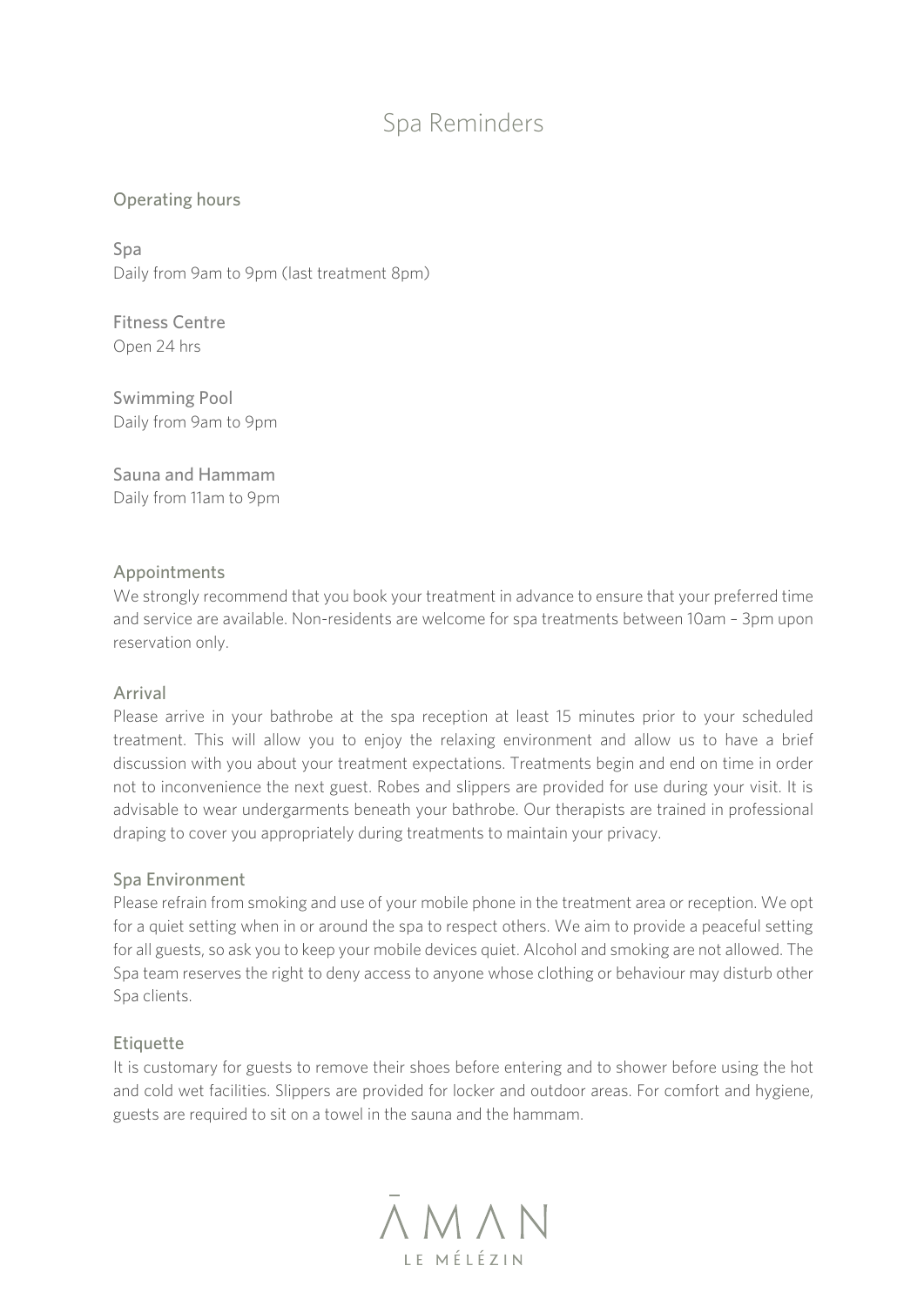# Spa Reminders

## Operating hours

### Spa

Daily from 9am to 9pm (last treatment 8pm)

### Fitness Centre

Open 24 hrs

### Swimming Pool

Daily from 9am to 9pm

### Sauna and Hammam

Daily from 11am to 9pm

## Appointments

We strongly recommend that you book your treatment in advance to ensure that your preferred time and service are available. Non-residents are welcome for spa treatments between 10am – 3pm upon reservation only.

## Arrival

Please arrive in your bathrobe at the spa reception at least 15 minutes prior to your scheduled treatment. This will allow you to enjoy the relaxing environment and allow us to have a brief discussion with you about your treatment expectations. Treatments begin and end on time in order not to inconvenience the next guest. Robes and slippers are provided for use during your visit. It is advisable to wear undergarments beneath your bathrobe. Our therapists are trained in professional draping to cover you appropriately during treatments to maintain your privacy.

## Spa Environment

Please refrain from smoking and use of your mobile phone in the treatment area or reception. We opt for a quiet setting when in or around the spa to respect others. We aim to provide a peaceful setting for all guests, so ask you to keep your mobile devices quiet. Alcohol and smoking are not allowed. The Spa team reserves the right to deny access to anyone whose clothing or behaviour may disturb other Spa clients.

## Etiquette

It is customary for guests to remove their shoes before entering and to shower before using the hot and cold wet facilities. Slippers are provided for locker and outdoor areas. For comfort and hygiene, guests are required to sit on a towel in the sauna and the hammam.

ĀMAN
LE MÉLÉZIN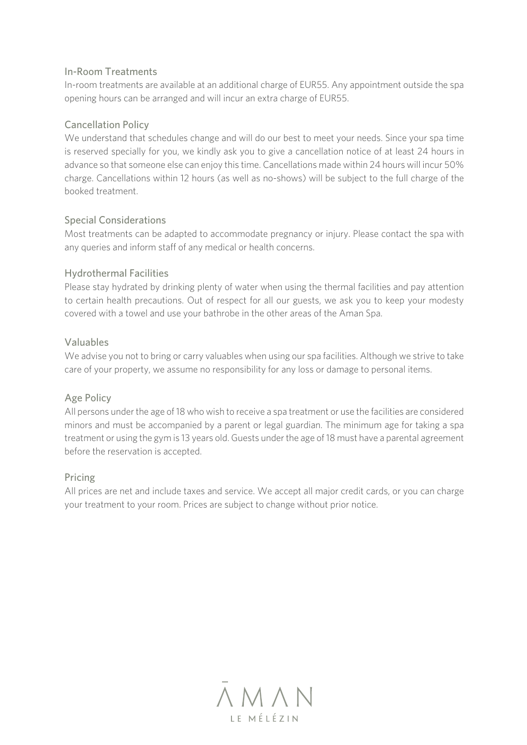## In-Room Treatments

In-room treatments are available at an additional charge of EUR55. Any appointment outside the spa opening hours can be arranged and will incur an extra charge of EUR55.

## Cancellation Policy

We understand that schedules change and will do our best to meet your needs. Since your spa time is reserved specially for you, we kindly ask you to give a cancellation notice of at least 24 hours in advance so that someone else can enjoy this time. Cancellations made within 24 hours will incur 50% charge. Cancellations within 12 hours (as well as no-shows) will be subject to the full charge of the booked treatment.

## Special Considerations

Most treatments can be adapted to accommodate pregnancy or injury. Please contact the spa with any queries and inform staff of any medical or health concerns.

## Hydrothermal Facilities

Please stay hydrated by drinking plenty of water when using the thermal facilities and pay attention to certain health precautions. Out of respect for all our guests, we ask you to keep your modesty covered with a towel and use your bathrobe in the other areas of the Aman Spa.

## Valuables

We advise you not to bring or carry valuables when using our spa facilities. Although we strive to take care of your property, we assume no responsibility for any loss or damage to personal items.

## Age Policy

All persons under the age of 18 who wish to receive a spa treatment or use the facilities are considered minors and must be accompanied by a parent or legal guardian. The minimum age for taking a spa treatment or using the gym is 13 years old. Guests under the age of 18 must have a parental agreement before the reservation is accepted.

## Pricing

All prices are net and include taxes and service. We accept all major credit cards, or you can charge your treatment to your room. Prices are subject to change without prior notice.

ĀMAN

LE MÉLÉZIN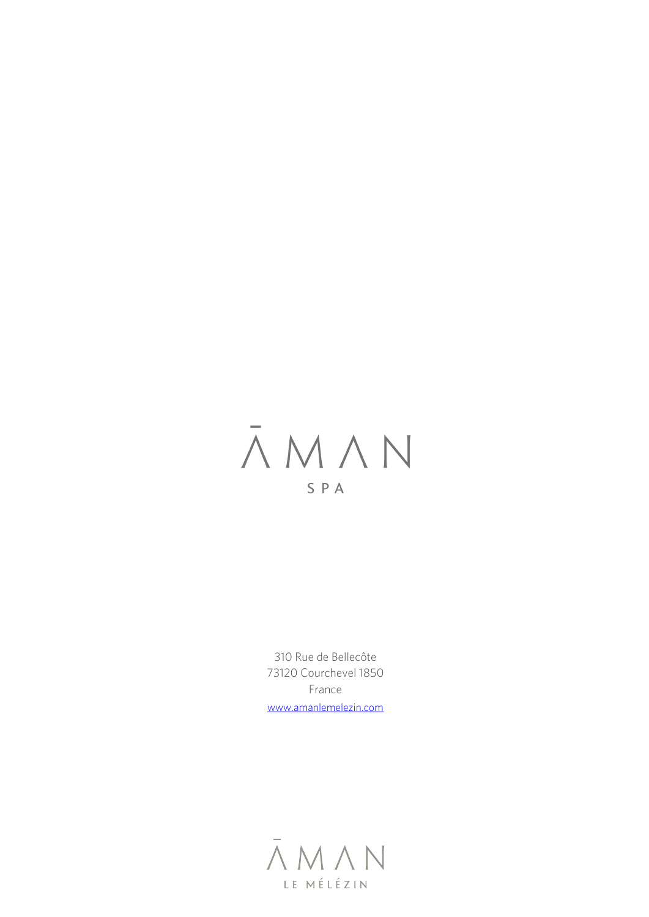ĀMAN

SPA

310 Rue de Bellecôte
73120 Courchevel 1850
France
[www.amanlemelezin.com](http://www.amanlemelezin.com)

ĀMAN

LE MÉLÉZIN